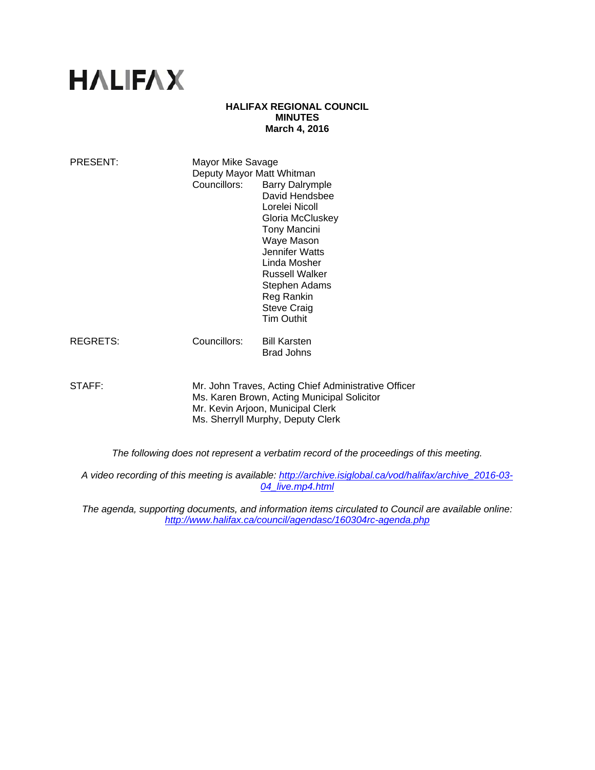# HALIFAX

**HALIFAX REGIONAL COUNCIL**
**MINUTES**
**March 4, 2016**

| | | |
|---|---|---|
| PRESENT: | Mayor Mike Savage | |
| | Deputy Mayor Matt Whitman | |
| | Councillors: | Barry Dalrymple |
| | | David Hendsbee |
| | | Lorelei Nicoll |
| | | Gloria McCluskey |
| | | Tony Mancini |
| | | Waye Mason |
| | | Jennifer Watts |
| | | Linda Mosher |
| | | Russell Walker |
| | | Stephen Adams |
| | | Reg Rankin |
| | | Steve Craig |
| | | Tim Outhit |
| REGRETS: | Councillors: | Bill Karsten |
| | | Brad Johns |
| STAFF: | Mr. John Traves, Acting Chief Administrative Officer | |
| | Ms. Karen Brown, Acting Municipal Solicitor | |
| | Mr. Kevin Arjoon, Municipal Clerk | |
| | Ms. Sherryll Murphy, Deputy Clerk | |

*The following does not represent a verbatim record of the proceedings of this meeting.*

*A video recording of this meeting is available: http://archive.isiglobal.ca/vod/halifax/archive_2016-03-04_live.mp4.html*

*The agenda, supporting documents, and information items circulated to Council are available online: http://www.halifax.ca/council/agendasc/160304rc-agenda.php*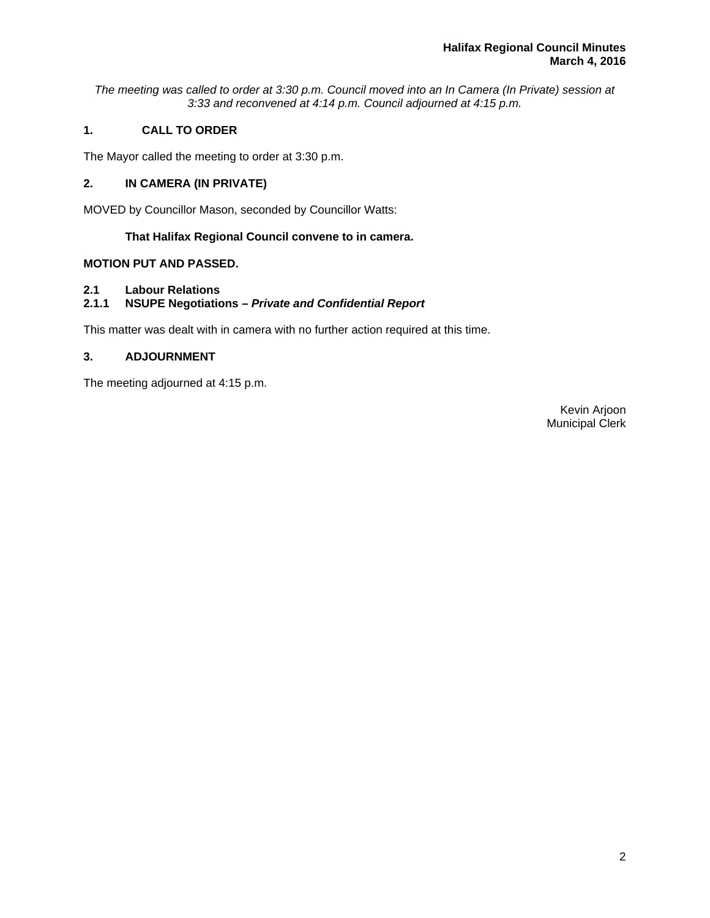*The meeting was called to order at 3:30 p.m. Council moved into an In Camera (In Private) session at 3:33 and reconvened at 4:14 p.m. Council adjourned at 4:15 p.m.*

## 1. CALL TO ORDER

The Mayor called the meeting to order at 3:30 p.m.

## 2. IN CAMERA (IN PRIVATE)

MOVED by Councillor Mason, seconded by Councillor Watts:

**That Halifax Regional Council convene to in camera.**

**MOTION PUT AND PASSED.**

### 2.1 Labour Relations
### 2.1.1 NSUPE Negotiations – *Private and Confidential Report*

This matter was dealt with in camera with no further action required at this time.

## 3. ADJOURNMENT

The meeting adjourned at 4:15 p.m.

Kevin Arjoon
Municipal Clerk